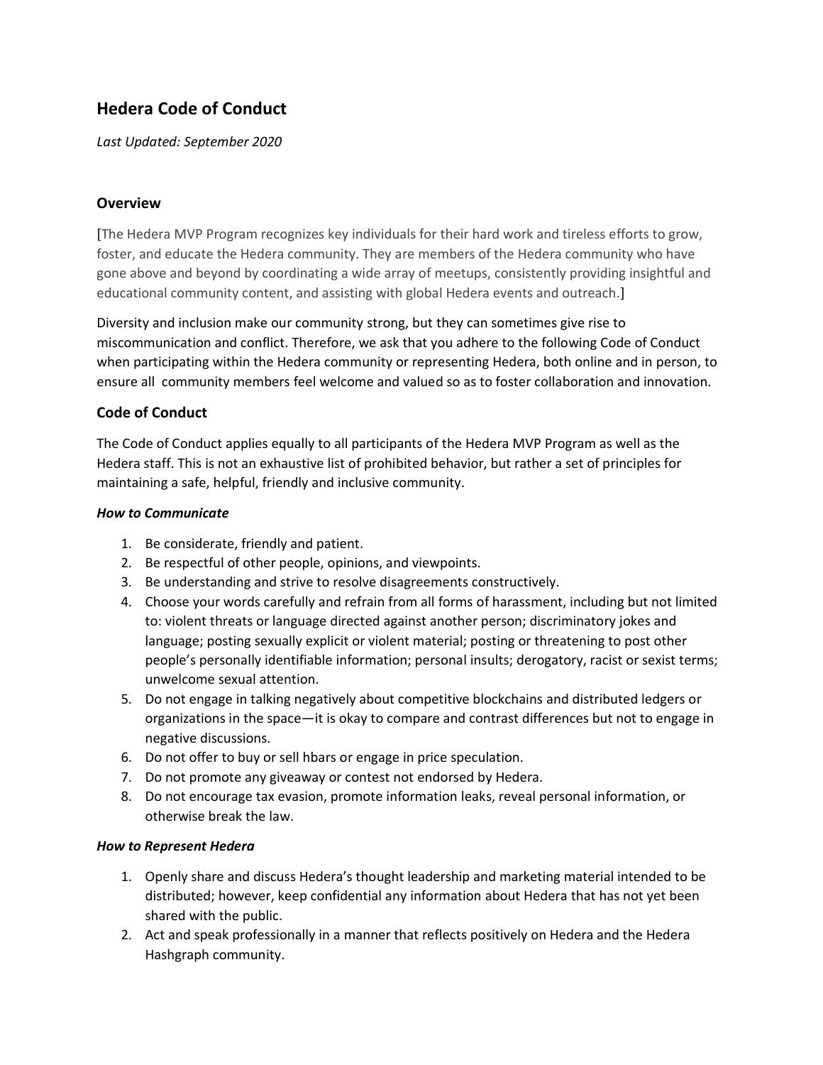# Hedera Code of Conduct

*Last Updated: September 2020*

## Overview

[The Hedera MVP Program recognizes key individuals for their hard work and tireless efforts to grow, foster, and educate the Hedera community. They are members of the Hedera community who have gone above and beyond by coordinating a wide array of meetups, consistently providing insightful and educational community content, and assisting with global Hedera events and outreach.]

Diversity and inclusion make our community strong, but they can sometimes give rise to miscommunication and conflict. Therefore, we ask that you adhere to the following Code of Conduct when participating within the Hedera community or representing Hedera, both online and in person, to ensure all community members feel welcome and valued so as to foster collaboration and innovation.

## Code of Conduct

The Code of Conduct applies equally to all participants of the Hedera MVP Program as well as the Hedera staff. This is not an exhaustive list of prohibited behavior, but rather a set of principles for maintaining a safe, helpful, friendly and inclusive community.

### *How to Communicate*

1. Be considerate, friendly and patient.
2. Be respectful of other people, opinions, and viewpoints.
3. Be understanding and strive to resolve disagreements constructively.
4. Choose your words carefully and refrain from all forms of harassment, including but not limited to: violent threats or language directed against another person; discriminatory jokes and language; posting sexually explicit or violent material; posting or threatening to post other people's personally identifiable information; personal insults; derogatory, racist or sexist terms; unwelcome sexual attention.
5. Do not engage in talking negatively about competitive blockchains and distributed ledgers or organizations in the space—it is okay to compare and contrast differences but not to engage in negative discussions.
6. Do not offer to buy or sell hbars or engage in price speculation.
7. Do not promote any giveaway or contest not endorsed by Hedera.
8. Do not encourage tax evasion, promote information leaks, reveal personal information, or otherwise break the law.

### *How to Represent Hedera*

1. Openly share and discuss Hedera's thought leadership and marketing material intended to be distributed; however, keep confidential any information about Hedera that has not yet been shared with the public.
2. Act and speak professionally in a manner that reflects positively on Hedera and the Hedera Hashgraph community.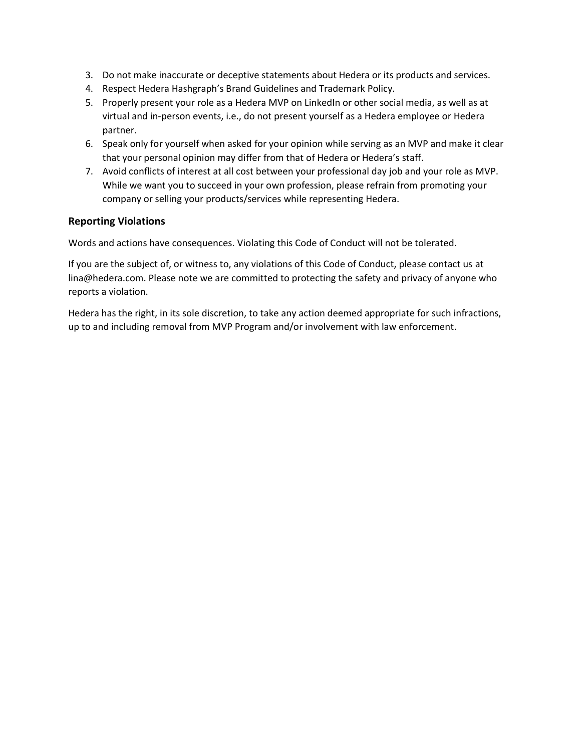3. Do not make inaccurate or deceptive statements about Hedera or its products and services.
4. Respect Hedera Hashgraph's Brand Guidelines and Trademark Policy.
5. Properly present your role as a Hedera MVP on LinkedIn or other social media, as well as at virtual and in-person events, i.e., do not present yourself as a Hedera employee or Hedera partner.
6. Speak only for yourself when asked for your opinion while serving as an MVP and make it clear that your personal opinion may differ from that of Hedera or Hedera's staff.
7. Avoid conflicts of interest at all cost between your professional day job and your role as MVP. While we want you to succeed in your own profession, please refrain from promoting your company or selling your products/services while representing Hedera.

### Reporting Violations

Words and actions have consequences. Violating this Code of Conduct will not be tolerated.

If you are the subject of, or witness to, any violations of this Code of Conduct, please contact us at lina@hedera.com. Please note we are committed to protecting the safety and privacy of anyone who reports a violation.

Hedera has the right, in its sole discretion, to take any action deemed appropriate for such infractions, up to and including removal from MVP Program and/or involvement with law enforcement.